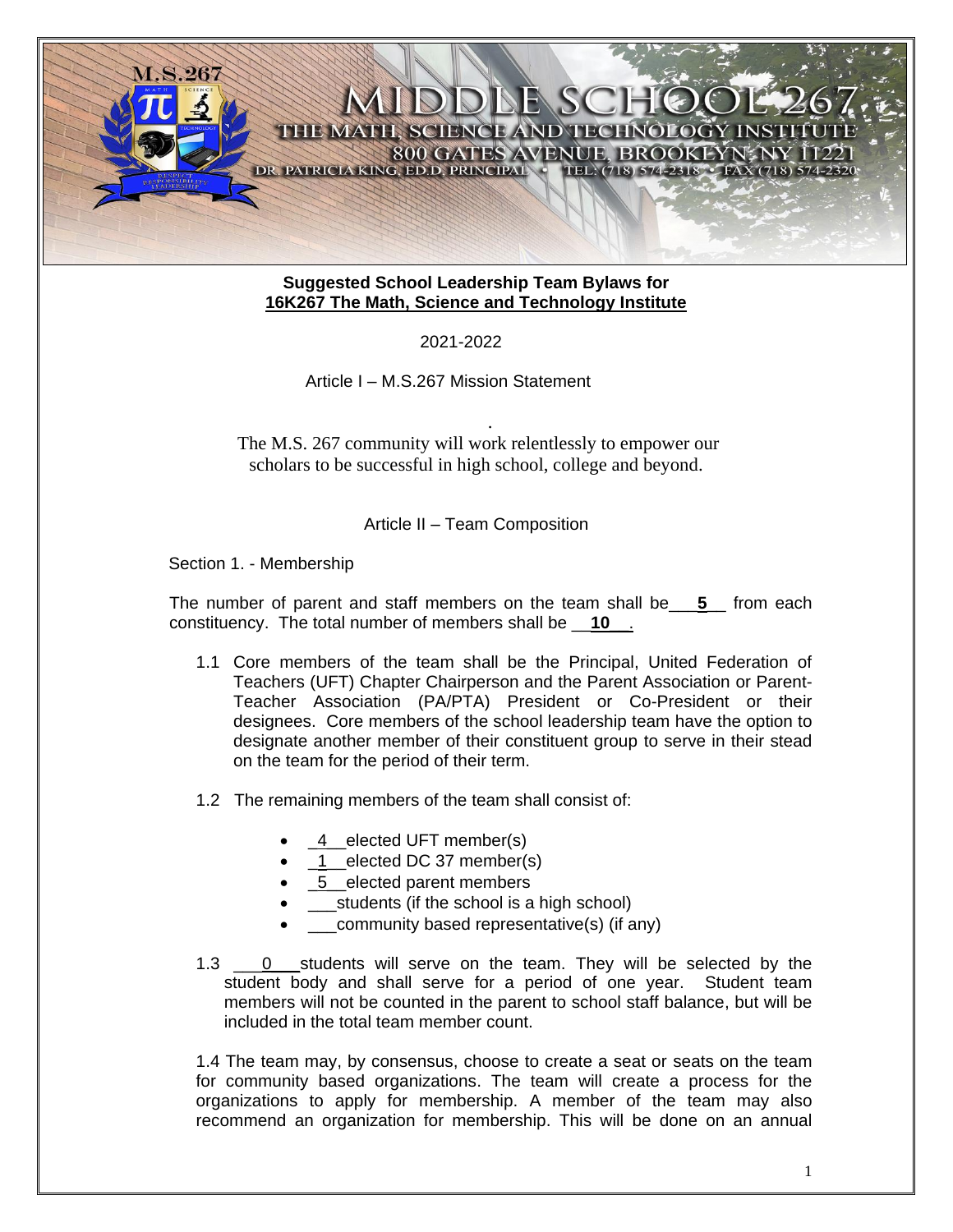# MIDDLE SCHOOL 267

THE MATH, SCIENCE AND TECHNOLOGY INSTITUTE

800 GATES AVENUE, BROOKLYN, NY 11221

DR. PATRICIA KING, ED.D, PRINCIPAL • TEL: (718) 574-2318 • FAX (718) 574-2320

**Suggested School Leadership Team Bylaws for**
**16K267 The Math, Science and Technology Institute**

2021-2022

## Article I – M.S.267 Mission Statement

The M.S. 267 community will work relentlessly to empower our scholars to be successful in high school, college and beyond.

## Article II – Team Composition

### Section 1. - Membership

The number of parent and staff members on the team shall be ___**5**__ from each constituency. The total number of members shall be __**10**__.

1.1 Core members of the team shall be the Principal, United Federation of Teachers (UFT) Chapter Chairperson and the Parent Association or Parent-Teacher Association (PA/PTA) President or Co-President or their designees. Core members of the school leadership team have the option to designate another member of their constituent group to serve in their stead on the team for the period of their term.

1.2 The remaining members of the team shall consist of:

- _4__elected UFT member(s)
- _1__elected DC 37 member(s)
- _5__elected parent members
- ___students (if the school is a high school)
- ___community based representative(s) (if any)

1.3 ___0___students will serve on the team. They will be selected by the student body and shall serve for a period of one year. Student team members will not be counted in the parent to school staff balance, but will be included in the total team member count.

1.4 The team may, by consensus, choose to create a seat or seats on the team for community based organizations. The team will create a process for the organizations to apply for membership. A member of the team may also recommend an organization for membership. This will be done on an annual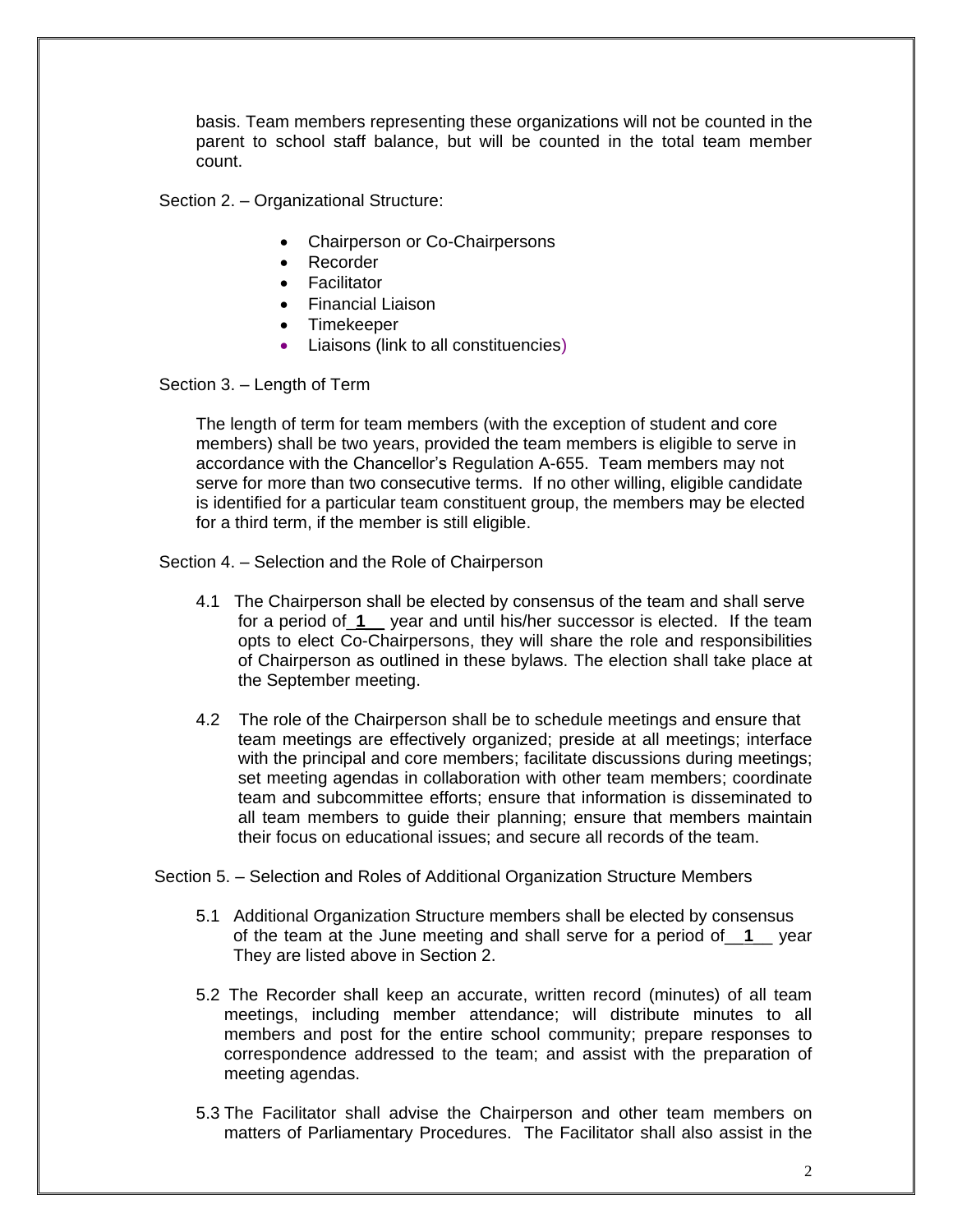basis. Team members representing these organizations will not be counted in the parent to school staff balance, but will be counted in the total team member count.

Section 2. – Organizational Structure:

- Chairperson or Co-Chairpersons
- Recorder
- Facilitator
- Financial Liaison
- Timekeeper
- Liaisons (link to all constituencies)

Section 3. – Length of Term

The length of term for team members (with the exception of student and core members) shall be two years, provided the team members is eligible to serve in accordance with the Chancellor's Regulation A-655. Team members may not serve for more than two consecutive terms. If no other willing, eligible candidate is identified for a particular team constituent group, the members may be elected for a third term, if the member is still eligible.

Section 4. – Selection and the Role of Chairperson

4.1 The Chairperson shall be elected by consensus of the team and shall serve for a period of **1** year and until his/her successor is elected. If the team opts to elect Co-Chairpersons, they will share the role and responsibilities of Chairperson as outlined in these bylaws. The election shall take place at the September meeting.

4.2 The role of the Chairperson shall be to schedule meetings and ensure that team meetings are effectively organized; preside at all meetings; interface with the principal and core members; facilitate discussions during meetings; set meeting agendas in collaboration with other team members; coordinate team and subcommittee efforts; ensure that information is disseminated to all team members to guide their planning; ensure that members maintain their focus on educational issues; and secure all records of the team.

Section 5. – Selection and Roles of Additional Organization Structure Members

5.1 Additional Organization Structure members shall be elected by consensus of the team at the June meeting and shall serve for a period of **1** year They are listed above in Section 2.

5.2 The Recorder shall keep an accurate, written record (minutes) of all team meetings, including member attendance; will distribute minutes to all members and post for the entire school community; prepare responses to correspondence addressed to the team; and assist with the preparation of meeting agendas.

5.3 The Facilitator shall advise the Chairperson and other team members on matters of Parliamentary Procedures. The Facilitator shall also assist in the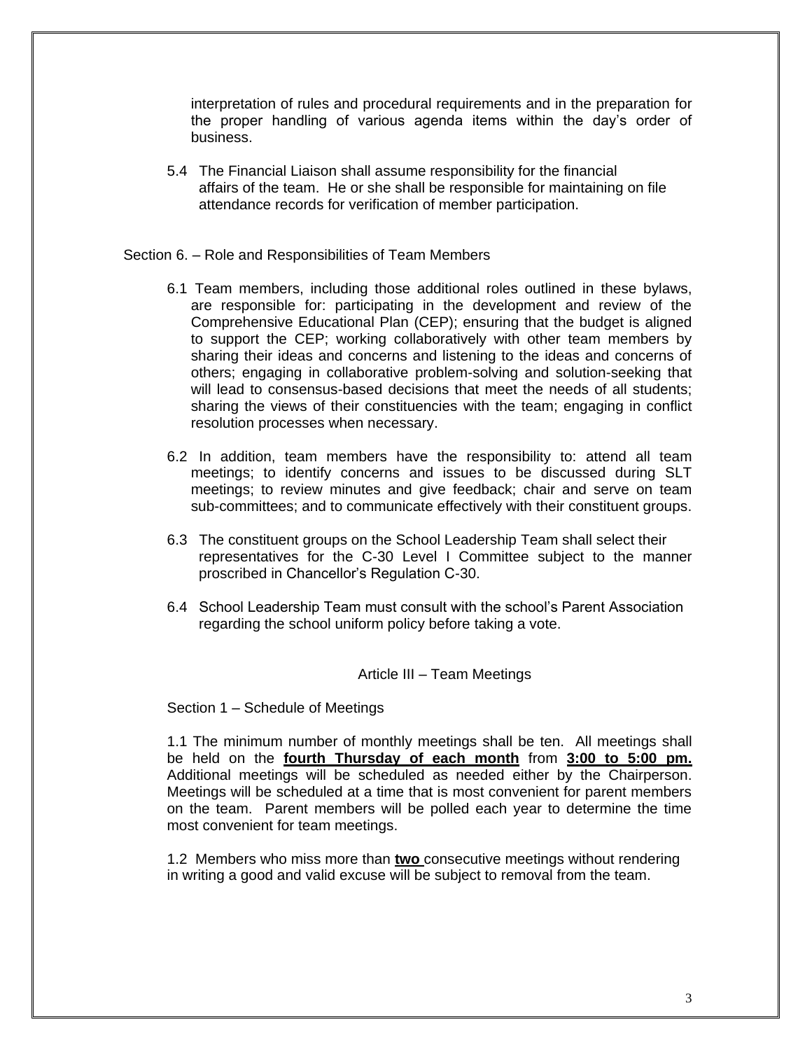interpretation of rules and procedural requirements and in the preparation for the proper handling of various agenda items within the day's order of business.

5.4 The Financial Liaison shall assume responsibility for the financial affairs of the team. He or she shall be responsible for maintaining on file attendance records for verification of member participation.

Section 6. – Role and Responsibilities of Team Members

6.1 Team members, including those additional roles outlined in these bylaws, are responsible for: participating in the development and review of the Comprehensive Educational Plan (CEP); ensuring that the budget is aligned to support the CEP; working collaboratively with other team members by sharing their ideas and concerns and listening to the ideas and concerns of others; engaging in collaborative problem-solving and solution-seeking that will lead to consensus-based decisions that meet the needs of all students; sharing the views of their constituencies with the team; engaging in conflict resolution processes when necessary.

6.2 In addition, team members have the responsibility to: attend all team meetings; to identify concerns and issues to be discussed during SLT meetings; to review minutes and give feedback; chair and serve on team sub-committees; and to communicate effectively with their constituent groups.

6.3 The constituent groups on the School Leadership Team shall select their representatives for the C-30 Level I Committee subject to the manner proscribed in Chancellor's Regulation C-30.

6.4 School Leadership Team must consult with the school's Parent Association regarding the school uniform policy before taking a vote.

## Article III – Team Meetings

Section 1 – Schedule of Meetings

1.1 The minimum number of monthly meetings shall be ten. All meetings shall be held on the **fourth Thursday of each month** from **3:00 to 5:00 pm.** Additional meetings will be scheduled as needed either by the Chairperson. Meetings will be scheduled at a time that is most convenient for parent members on the team. Parent members will be polled each year to determine the time most convenient for team meetings.

1.2 Members who miss more than **two** consecutive meetings without rendering in writing a good and valid excuse will be subject to removal from the team.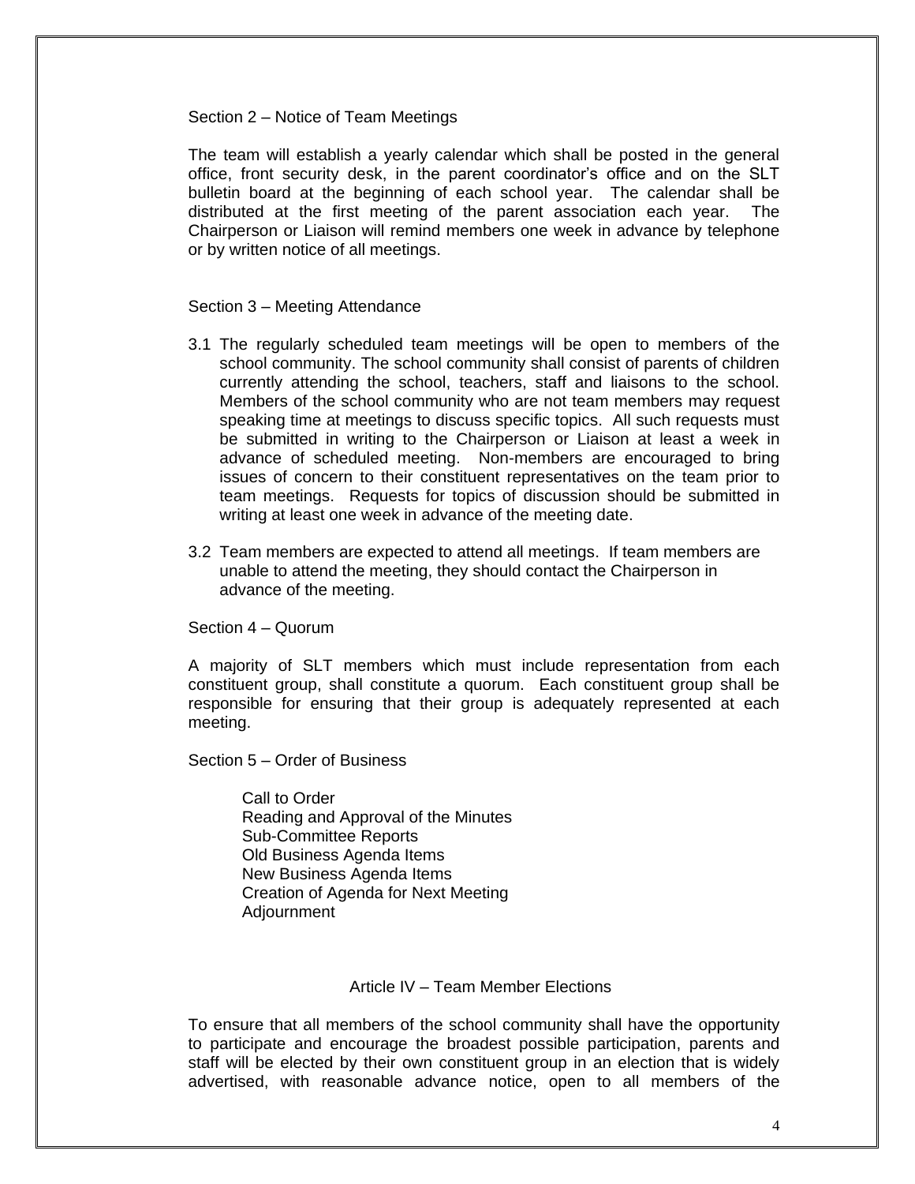### Section 2 – Notice of Team Meetings

The team will establish a yearly calendar which shall be posted in the general office, front security desk, in the parent coordinator's office and on the SLT bulletin board at the beginning of each school year. The calendar shall be distributed at the first meeting of the parent association each year. The Chairperson or Liaison will remind members one week in advance by telephone or by written notice of all meetings.

### Section 3 – Meeting Attendance

3.1 The regularly scheduled team meetings will be open to members of the school community. The school community shall consist of parents of children currently attending the school, teachers, staff and liaisons to the school. Members of the school community who are not team members may request speaking time at meetings to discuss specific topics. All such requests must be submitted in writing to the Chairperson or Liaison at least a week in advance of scheduled meeting. Non-members are encouraged to bring issues of concern to their constituent representatives on the team prior to team meetings. Requests for topics of discussion should be submitted in writing at least one week in advance of the meeting date.

3.2 Team members are expected to attend all meetings. If team members are unable to attend the meeting, they should contact the Chairperson in advance of the meeting.

### Section 4 – Quorum

A majority of SLT members which must include representation from each constituent group, shall constitute a quorum. Each constituent group shall be responsible for ensuring that their group is adequately represented at each meeting.

### Section 5 – Order of Business

- Call to Order
- Reading and Approval of the Minutes
- Sub-Committee Reports
- Old Business Agenda Items
- New Business Agenda Items
- Creation of Agenda for Next Meeting
- Adjournment

## Article IV – Team Member Elections

To ensure that all members of the school community shall have the opportunity to participate and encourage the broadest possible participation, parents and staff will be elected by their own constituent group in an election that is widely advertised, with reasonable advance notice, open to all members of the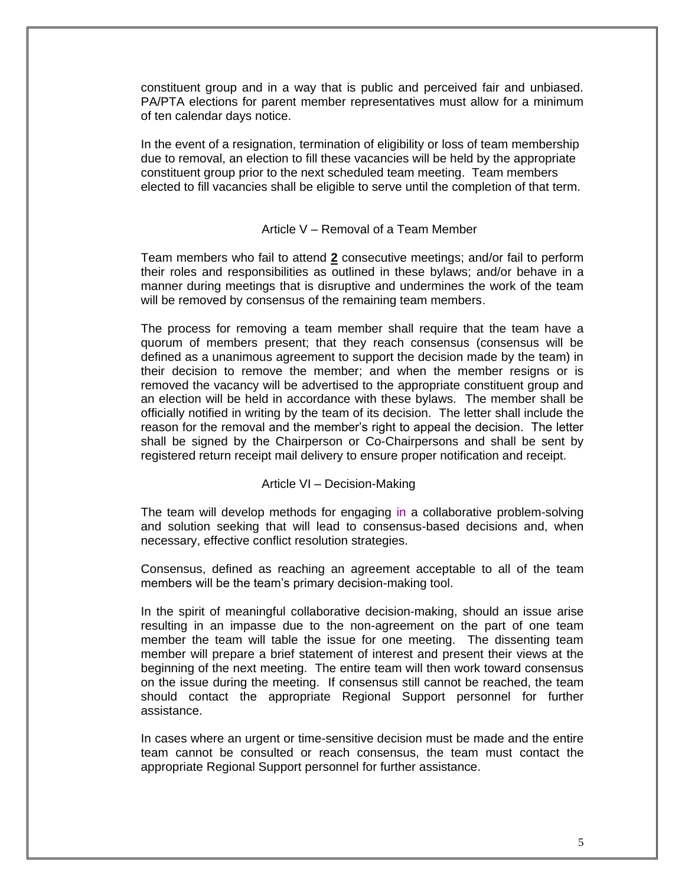constituent group and in a way that is public and perceived fair and unbiased. PA/PTA elections for parent member representatives must allow for a minimum of ten calendar days notice.

In the event of a resignation, termination of eligibility or loss of team membership due to removal, an election to fill these vacancies will be held by the appropriate constituent group prior to the next scheduled team meeting. Team members elected to fill vacancies shall be eligible to serve until the completion of that term.

## Article V – Removal of a Team Member

Team members who fail to attend **2** consecutive meetings; and/or fail to perform their roles and responsibilities as outlined in these bylaws; and/or behave in a manner during meetings that is disruptive and undermines the work of the team will be removed by consensus of the remaining team members.

The process for removing a team member shall require that the team have a quorum of members present; that they reach consensus (consensus will be defined as a unanimous agreement to support the decision made by the team) in their decision to remove the member; and when the member resigns or is removed the vacancy will be advertised to the appropriate constituent group and an election will be held in accordance with these bylaws. The member shall be officially notified in writing by the team of its decision. The letter shall include the reason for the removal and the member's right to appeal the decision. The letter shall be signed by the Chairperson or Co-Chairpersons and shall be sent by registered return receipt mail delivery to ensure proper notification and receipt.

## Article VI – Decision-Making

The team will develop methods for engaging in a collaborative problem-solving and solution seeking that will lead to consensus-based decisions and, when necessary, effective conflict resolution strategies.

Consensus, defined as reaching an agreement acceptable to all of the team members will be the team's primary decision-making tool.

In the spirit of meaningful collaborative decision-making, should an issue arise resulting in an impasse due to the non-agreement on the part of one team member the team will table the issue for one meeting. The dissenting team member will prepare a brief statement of interest and present their views at the beginning of the next meeting. The entire team will then work toward consensus on the issue during the meeting. If consensus still cannot be reached, the team should contact the appropriate Regional Support personnel for further assistance.

In cases where an urgent or time-sensitive decision must be made and the entire team cannot be consulted or reach consensus, the team must contact the appropriate Regional Support personnel for further assistance.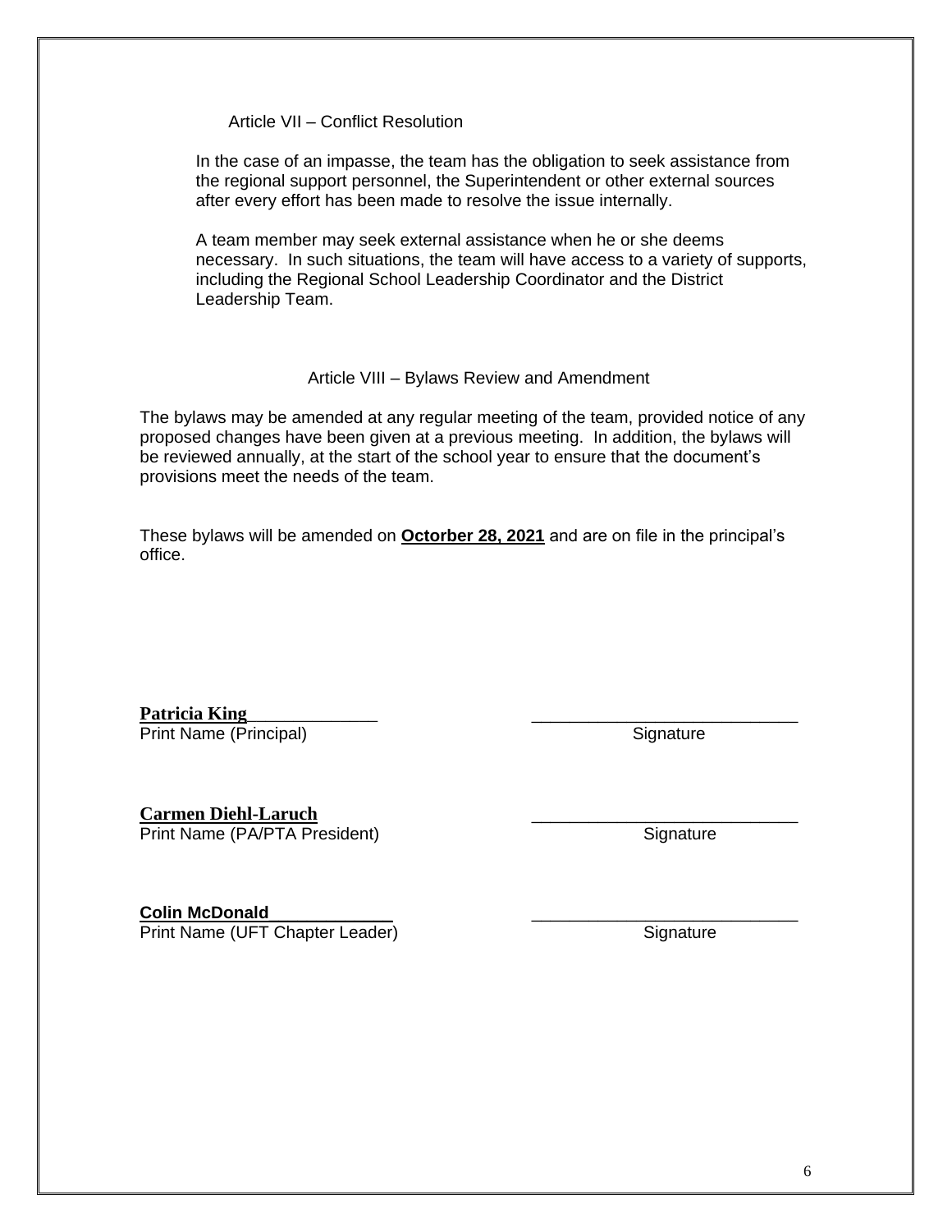## Article VII – Conflict Resolution

In the case of an impasse, the team has the obligation to seek assistance from the regional support personnel, the Superintendent or other external sources after every effort has been made to resolve the issue internally.

A team member may seek external assistance when he or she deems necessary. In such situations, the team will have access to a variety of supports, including the Regional School Leadership Coordinator and the District Leadership Team.

## Article VIII – Bylaws Review and Amendment

The bylaws may be amended at any regular meeting of the team, provided notice of any proposed changes have been given at a previous meeting. In addition, the bylaws will be reviewed annually, at the start of the school year to ensure that the document's provisions meet the needs of the team.

These bylaws will be amended on **Octorber 28, 2021** and are on file in the principal's office.

**Patricia King**______________ ____________________________
Print Name (Principal) Signature

**Carmen Diehl-Laruch** ____________________________
Print Name (PA/PTA President) Signature

**Colin McDonald**______________ ____________________________
Print Name (UFT Chapter Leader) Signature